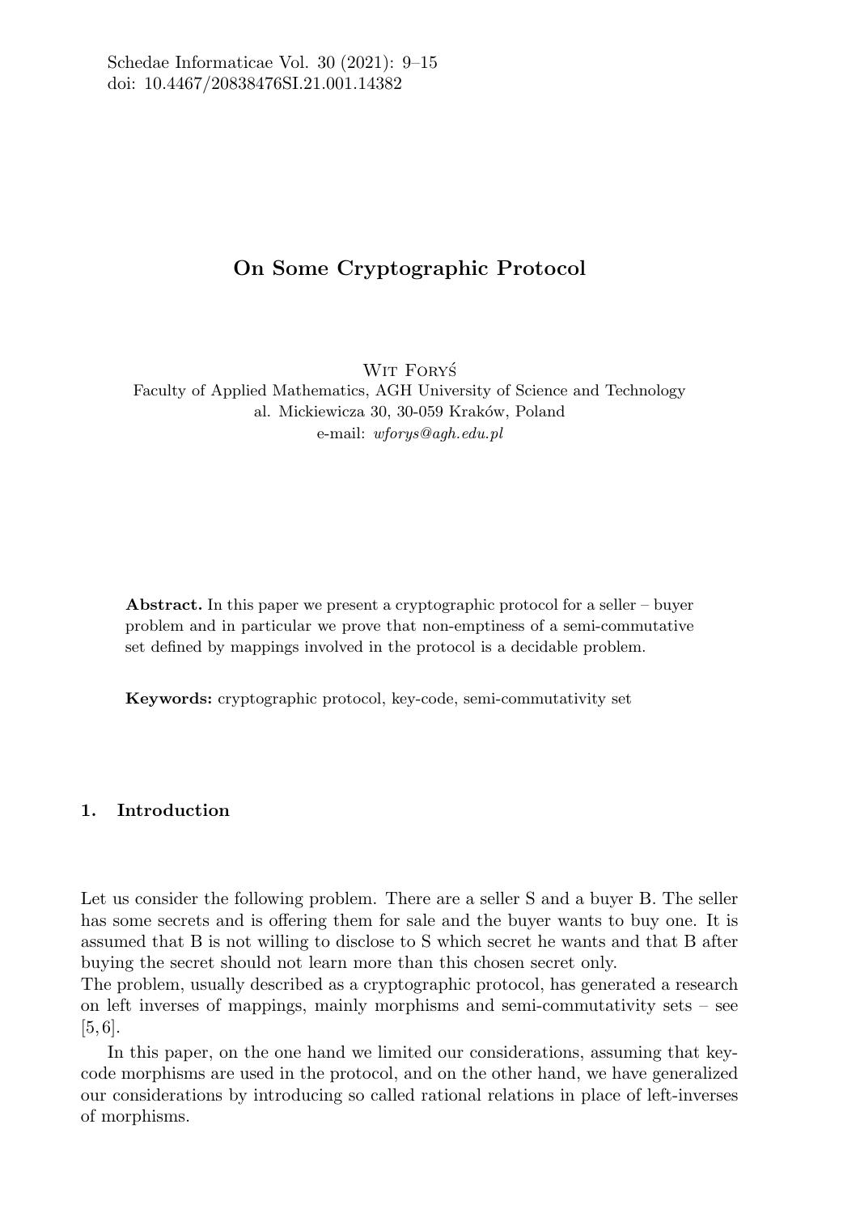# On Some Cryptographic Protocol

Wit Foryś

Faculty of Applied Mathematics, AGH University of Science and Technology
al. Mickiewicza 30, 30-059 Kraków, Poland
e-mail: *wforys@agh.edu.pl*

**Abstract.** In this paper we present a cryptographic protocol for a seller – buyer problem and in particular we prove that non-emptiness of a semi-commutative set defined by mappings involved in the protocol is a decidable problem.

**Keywords:** cryptographic protocol, key-code, semi-commutativity set

## 1. Introduction

Let us consider the following problem. There are a seller S and a buyer B. The seller has some secrets and is offering them for sale and the buyer wants to buy one. It is assumed that B is not willing to disclose to S which secret he wants and that B after buying the secret should not learn more than this chosen secret only.
The problem, usually described as a cryptographic protocol, has generated a research on left inverses of mappings, mainly morphisms and semi-commutativity sets – see [5, 6].

In this paper, on the one hand we limited our considerations, assuming that key-code morphisms are used in the protocol, and on the other hand, we have generalized our considerations by introducing so called rational relations in place of left-inverses of morphisms.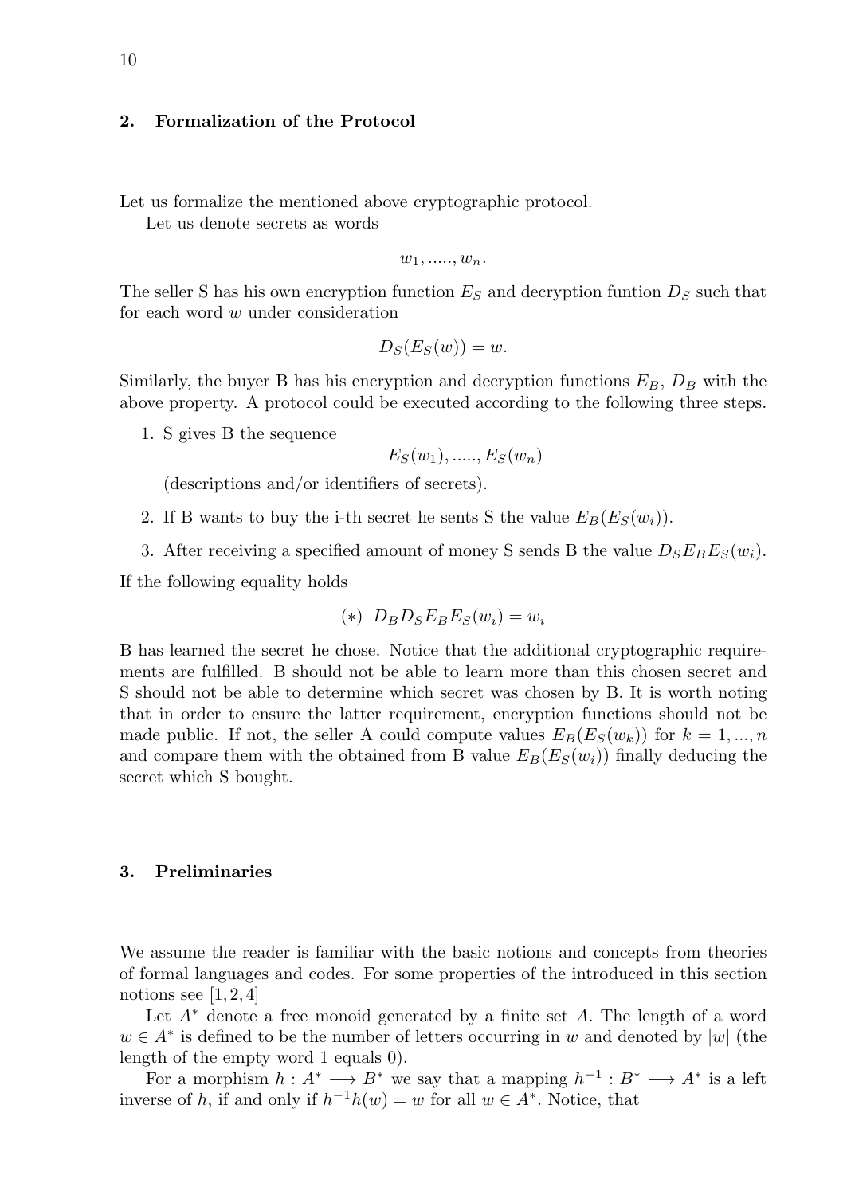## 2. Formalization of the Protocol

Let us formalize the mentioned above cryptographic protocol.

Let us denote secrets as words

$$w_1, \ldots.., w_n.$$

The seller S has his own encryption function $E_S$ and decryption funtion $D_S$ such that for each word $w$ under consideration

$$D_S(E_S(w)) = w.$$

Similarly, the buyer B has his encryption and decryption functions $E_B$, $D_B$ with the above property. A protocol could be executed according to the following three steps.

1. S gives B the sequence
$$E_S(w_1), \ldots.., E_S(w_n)$$
(descriptions and/or identifiers of secrets).
2. If B wants to buy the i-th secret he sents S the value $E_B(E_S(w_i))$.
3. After receiving a specified amount of money S sends B the value $D_S E_B E_S(w_i)$.

If the following equality holds

$$(*) \ D_B D_S E_B E_S(w_i) = w_i$$

B has learned the secret he chose. Notice that the additional cryptographic requirements are fulfilled. B should not be able to learn more than this chosen secret and S should not be able to determine which secret was chosen by B. It is worth noting that in order to ensure the latter requirement, encryption functions should not be made public. If not, the seller A could compute values $E_B(E_S(w_k))$ for $k = 1, \ldots, n$ and compare them with the obtained from B value $E_B(E_S(w_i))$ finally deducing the secret which S bought.

## 3. Preliminaries

We assume the reader is familiar with the basic notions and concepts from theories of formal languages and codes. For some properties of the introduced in this section notions see [1, 2, 4]

Let $A^*$ denote a free monoid generated by a finite set $A$. The length of a word $w \in A^*$ is defined to be the number of letters occurring in $w$ and denoted by $|w|$ (the length of the empty word 1 equals 0).

For a morphism $h : A^* \longrightarrow B^*$ we say that a mapping $h^{-1} : B^* \longrightarrow A^*$ is a left inverse of $h$, if and only if $h^{-1}h(w) = w$ for all $w \in A^*$. Notice, that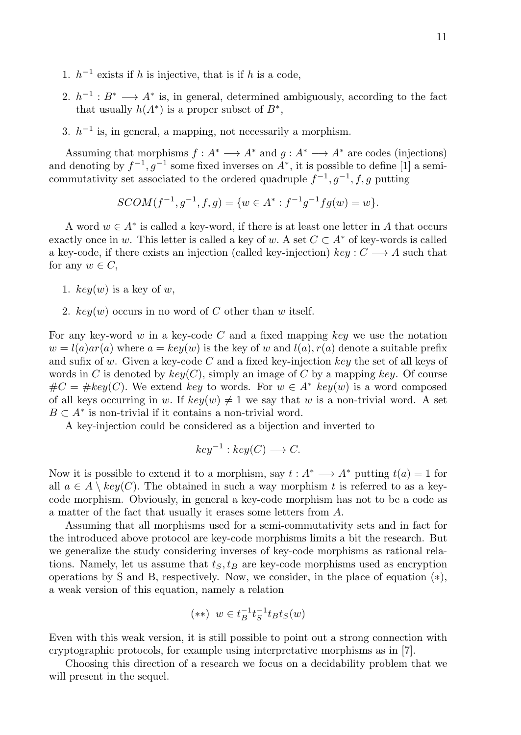1. $h^{-1}$ exists if $h$ is injective, that is if $h$ is a code,
2. $h^{-1} : B^* \longrightarrow A^*$ is, in general, determined ambiguously, according to the fact that usually $h(A^*)$ is a proper subset of $B^*$,
3. $h^{-1}$ is, in general, a mapping, not necessarily a morphism.

Assuming that morphisms $f : A^* \longrightarrow A^*$ and $g : A^* \longrightarrow A^*$ are codes (injections) and denoting by $f^{-1}, g^{-1}$ some fixed inverses on $A^*$, it is possible to define [1] a semi-commutativity set associated to the ordered quadruple $f^{-1}, g^{-1}, f, g$ putting

$$SCOM(f^{-1}, g^{-1}, f, g) = \{w \in A^* : f^{-1}g^{-1}fg(w) = w\}.$$

A word $w \in A^*$ is called a key-word, if there is at least one letter in $A$ that occurs exactly once in $w$. This letter is called a key of $w$. A set $C \subset A^*$ of key-words is called a key-code, if there exists an injection (called key-injection) $key : C \longrightarrow A$ such that for any $w \in C$,

1. $key(w)$ is a key of $w$,
2. $key(w)$ occurs in no word of $C$ other than $w$ itself.

For any key-word $w$ in a key-code $C$ and a fixed mapping $key$ we use the notation $w = l(a)ar(a)$ where $a = key(w)$ is the key of $w$ and $l(a), r(a)$ denote a suitable prefix and sufix of $w$. Given a key-code $C$ and a fixed key-injection $key$ the set of all keys of words in $C$ is denoted by $key(C)$, simply an image of $C$ by a mapping $key$. Of course $\#C = \#key(C)$. We extend $key$ to words. For $w \in A^*$ $key(w)$ is a word composed of all keys occurring in $w$. If $key(w) \neq 1$ we say that $w$ is a non-trivial word. A set $B \subset A^*$ is non-trivial if it contains a non-trivial word.

A key-injection could be considered as a bijection and inverted to

$$key^{-1} : key(C) \longrightarrow C.$$

Now it is possible to extend it to a morphism, say $t : A^* \longrightarrow A^*$ putting $t(a) = 1$ for all $a \in A \setminus key(C)$. The obtained in such a way morphism $t$ is referred to as a key-code morphism. Obviously, in general a key-code morphism has not to be a code as a matter of the fact that usually it erases some letters from $A$.

Assuming that all morphisms used for a semi-commutativity sets and in fact for the introduced above protocol are key-code morphisms limits a bit the research. But we generalize the study considering inverses of key-code morphisms as rational relations. Namely, let us assume that $t_S, t_B$ are key-code morphisms used as encryption operations by S and B, respectively. Now, we consider, in the place of equation $(*)$, a weak version of this equation, namely a relation

$$(**) \;\; w \in t_B^{-1} t_S^{-1} t_B t_S(w)$$

Even with this weak version, it is still possible to point out a strong connection with cryptographic protocols, for example using interpretative morphisms as in [7].

Choosing this direction of a research we focus on a decidability problem that we will present in the sequel.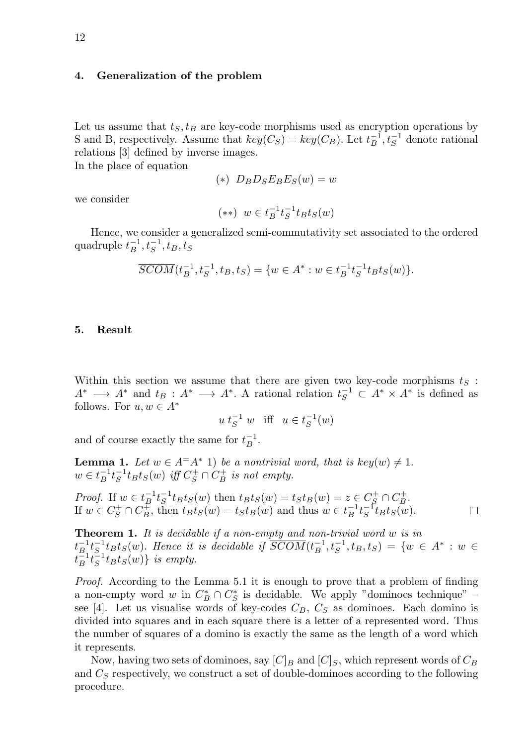## 4. Generalization of the problem

Let us assume that $t_S, t_B$ are key-code morphisms used as encryption operations by S and B, respectively. Assume that $key(C_S) = key(C_B)$. Let $t_B^{-1}, t_S^{-1}$ denote rational relations [3] defined by inverse images.
In the place of equation

$$(*) \;\; D_B D_S E_B E_S(w) = w$$

we consider

$$(**) \;\; w \in t_B^{-1} t_S^{-1} t_B t_S(w)$$

Hence, we consider a generalized semi-commutativity set associated to the ordered quadruple $t_B^{-1}, t_S^{-1}, t_B, t_S$

$$\overline{SCOM}(t_B^{-1}, t_S^{-1}, t_B, t_S) = \{w \in A^* : w \in t_B^{-1} t_S^{-1} t_B t_S(w)\}.$$

## 5. Result

Within this section we assume that there are given two key-code morphisms $t_S : A^* \longrightarrow A^*$ and $t_B : A^* \longrightarrow A^*$. A rational relation $t_S^{-1} \subset A^* \times A^*$ is defined as follows. For $u, w \in A^*$

$$u \, t_S^{-1} \, w \quad \text{iff} \quad u \in t_S^{-1}(w)$$

and of course exactly the same for $t_B^{-1}$.

**Lemma 1.** *Let $w \in A^{=}A^*$ 1) be a nontrivial word, that is $key(w) \neq 1$. $w \in t_B^{-1} t_S^{-1} t_B t_S(w)$ iff $C_S^+ \cap C_B^+$ is not empty.*

*Proof.* If $w \in t_B^{-1} t_S^{-1} t_B t_S(w)$ then $t_B t_S(w) = t_S t_B(w) = z \in C_S^+ \cap C_B^+$.
If $w \in C_S^+ \cap C_B^+$, then $t_B t_S(w) = t_S t_B(w)$ and thus $w \in t_B^{-1} t_S^{-1} t_B t_S(w)$. □

**Theorem 1.** *It is decidable if a non-empty and non-trivial word $w$ is in $t_B^{-1} t_S^{-1} t_B t_S(w)$. Hence it is decidable if $\overline{SCOM}(t_B^{-1}, t_S^{-1}, t_B, t_S) = \{w \in A^* : w \in t_B^{-1} t_S^{-1} t_B t_S(w)\}$ is empty.*

*Proof.* According to the Lemma 5.1 it is enough to prove that a problem of finding a non-empty word $w$ in $C_B^* \cap C_S^*$ is decidable. We apply "dominoes technique" – see [4]. Let us visualise words of key-codes $C_B$, $C_S$ as dominoes. Each domino is divided into squares and in each square there is a letter of a represented word. Thus the number of squares of a domino is exactly the same as the length of a word which it represents.

Now, having two sets of dominoes, say $[C]_B$ and $[C]_S$, which represent words of $C_B$ and $C_S$ respectively, we construct a set of double-dominoes according to the following procedure.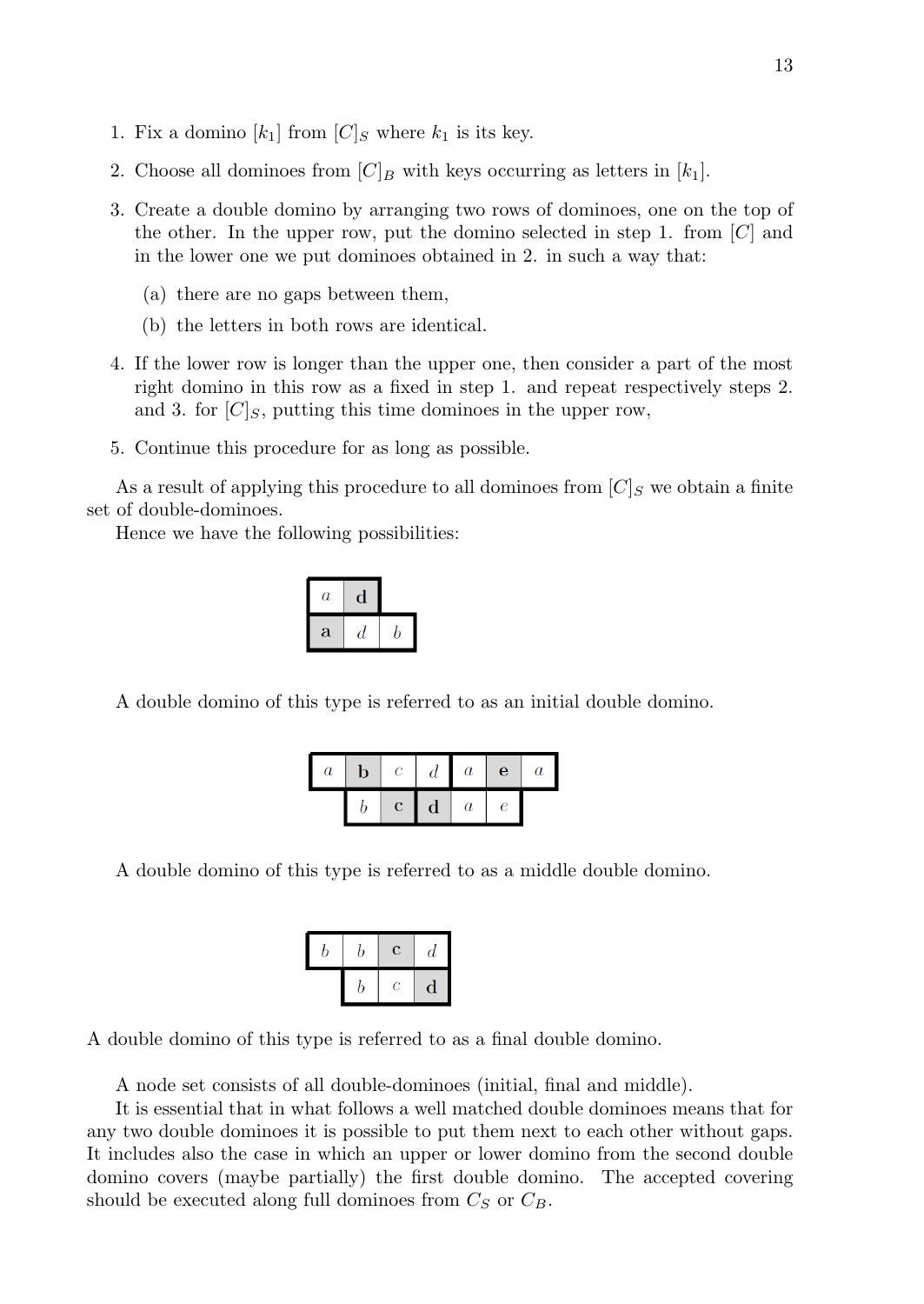1. Fix a domino $[k_1]$ from $[C]_S$ where $k_1$ is its key.
2. Choose all dominoes from $[C]_B$ with keys occurring as letters in $[k_1]$.
3. Create a double domino by arranging two rows of dominoes, one on the top of the other. In the upper row, put the domino selected in step 1. from $[C]$ and in the lower one we put dominoes obtained in 2. in such a way that:
   (a) there are no gaps between them,
   (b) the letters in both rows are identical.
4. If the lower row is longer than the upper one, then consider a part of the most right domino in this row as a fixed in step 1. and repeat respectively steps 2. and 3. for $[C]_S$, putting this time dominoes in the upper row,
5. Continue this procedure for as long as possible.

As a result of applying this procedure to all dominoes from $[C]_S$ we obtain a finite set of double-dominoes.

Hence we have the following possibilities:

| *a* | **d** | |
|---|---|---|
| **a** | *d* | *b* |

A double domino of this type is referred to as an initial double domino.

| *a* | **b** | *c* | *d* | *a* | **e** | *a* |
|---|---|---|---|---|---|---|
| | *b* | **c** | **d** | *a* | *e* | |

A double domino of this type is referred to as a middle double domino.

| *b* | *b* | **c** | *d* |
|---|---|---|---|
| | *b* | *c* | **d** |

A double domino of this type is referred to as a final double domino.

A node set consists of all double-dominoes (initial, final and middle).

It is essential that in what follows a well matched double dominoes means that for any two double dominoes it is possible to put them next to each other without gaps. It includes also the case in which an upper or lower domino from the second double domino covers (maybe partially) the first double domino. The accepted covering should be executed along full dominoes from $C_S$ or $C_B$.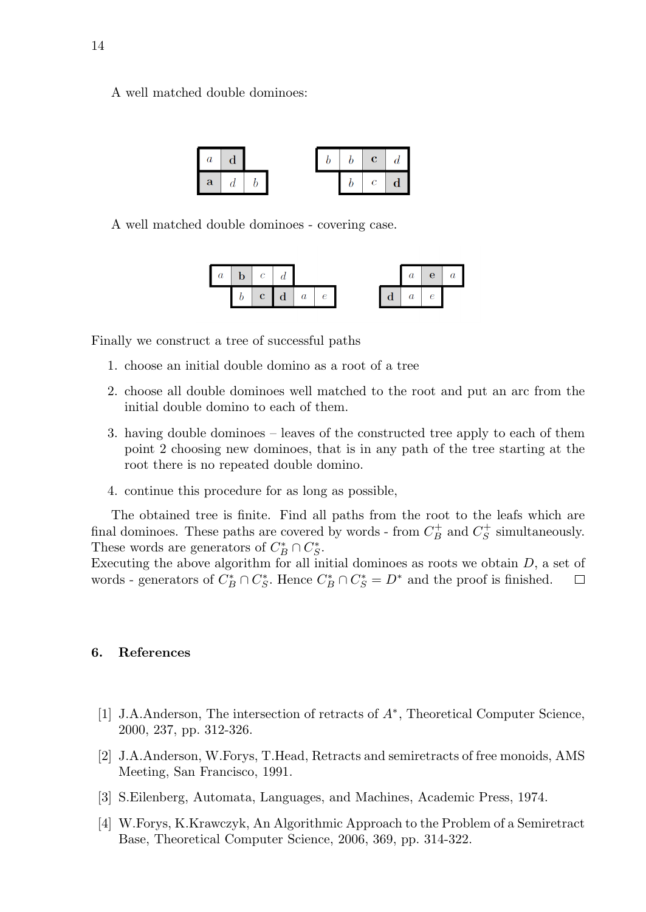A well matched double dominoes:

| *a* | **d** | |
|---|---|---|
| **a** | *d* | *b* |

| *b* | *b* | **c** | *d* |
|---|---|---|---|
| | *b* | *c* | **d** |

A well matched double dominoes - covering case.

| *a* | **b** | *c* | *d* | | |
|---|---|---|---|---|---|
| | *b* | **c** | **d** | *a* | *e* |

| | *a* | **e** | *a* |
|---|---|---|---|
| **d** | *a* | *e* | |

Finally we construct a tree of successful paths

1. choose an initial double domino as a root of a tree
2. choose all double dominoes well matched to the root and put an arc from the initial double domino to each of them.
3. having double dominoes – leaves of the constructed tree apply to each of them point 2 choosing new dominoes, that is in any path of the tree starting at the root there is no repeated double domino.
4. continue this procedure for as long as possible,

The obtained tree is finite. Find all paths from the root to the leafs which are final dominoes. These paths are covered by words - from $C_B^+$ and $C_S^+$ simultaneously. These words are generators of $C_B^* \cap C_S^*$.
Executing the above algorithm for all initial dominoes as roots we obtain $D$, a set of words - generators of $C_B^* \cap C_S^*$. Hence $C_B^* \cap C_S^* = D^*$ and the proof is finished. □

## 6. References

[1] J.A.Anderson, The intersection of retracts of $A^*$, Theoretical Computer Science, 2000, 237, pp. 312-326.

[2] J.A.Anderson, W.Forys, T.Head, Retracts and semiretracts of free monoids, AMS Meeting, San Francisco, 1991.

[3] S.Eilenberg, Automata, Languages, and Machines, Academic Press, 1974.

[4] W.Forys, K.Krawczyk, An Algorithmic Approach to the Problem of a Semiretract Base, Theoretical Computer Science, 2006, 369, pp. 314-322.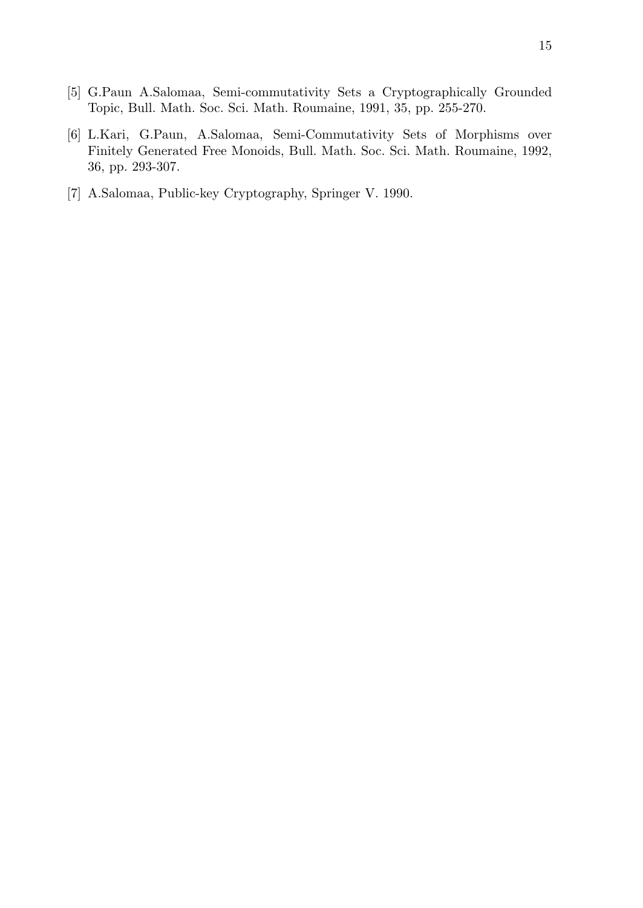[5] G.Paun A.Salomaa, Semi-commutativity Sets a Cryptographically Grounded Topic, Bull. Math. Soc. Sci. Math. Roumaine, 1991, 35, pp. 255-270.

[6] L.Kari, G.Paun, A.Salomaa, Semi-Commutativity Sets of Morphisms over Finitely Generated Free Monoids, Bull. Math. Soc. Sci. Math. Roumaine, 1992, 36, pp. 293-307.

[7] A.Salomaa, Public-key Cryptography, Springer V. 1990.